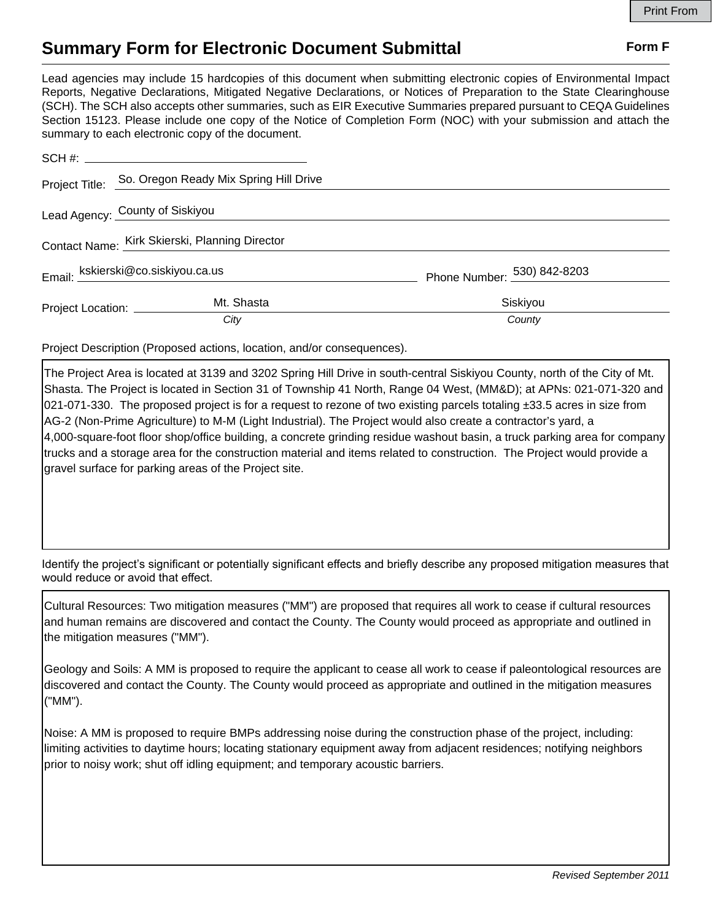Print From

# Summary Form for Electronic Document Submittal

**Form F**

Lead agencies may include 15 hardcopies of this document when submitting electronic copies of Environmental Impact Reports, Negative Declarations, Mitigated Negative Declarations, or Notices of Preparation to the State Clearinghouse (SCH). The SCH also accepts other summaries, such as EIR Executive Summaries prepared pursuant to CEQA Guidelines Section 15123. Please include one copy of the Notice of Completion Form (NOC) with your submission and attach the summary to each electronic copy of the document.

SCH #: 

Project Title: So. Oregon Ready Mix Spring Hill Drive

Lead Agency: County of Siskiyou

Contact Name: Kirk Skierski, Planning Director

Email: kskierski@co.siskiyou.ca.us     Phone Number: 530) 842-8203

Project Location: Mt. Shasta (*City*)     Siskiyou (*County*)

Project Description (Proposed actions, location, and/or consequences).

The Project Area is located at 3139 and 3202 Spring Hill Drive in south-central Siskiyou County, north of the City of Mt. Shasta. The Project is located in Section 31 of Township 41 North, Range 04 West, (MM&D); at APNs: 021-071-320 and 021-071-330. The proposed project is for a request to rezone of two existing parcels totaling ±33.5 acres in size from AG-2 (Non-Prime Agriculture) to M-M (Light Industrial). The Project would also create a contractor's yard, a 4,000-square-foot floor shop/office building, a concrete grinding residue washout basin, a truck parking area for company trucks and a storage area for the construction material and items related to construction. The Project would provide a gravel surface for parking areas of the Project site.

Identify the project's significant or potentially significant effects and briefly describe any proposed mitigation measures that would reduce or avoid that effect.

Cultural Resources: Two mitigation measures ("MM") are proposed that requires all work to cease if cultural resources and human remains are discovered and contact the County. The County would proceed as appropriate and outlined in the mitigation measures ("MM").

Geology and Soils: A MM is proposed to require the applicant to cease all work to cease if paleontological resources are discovered and contact the County. The County would proceed as appropriate and outlined in the mitigation measures ("MM").

Noise: A MM is proposed to require BMPs addressing noise during the construction phase of the project, including: limiting activities to daytime hours; locating stationary equipment away from adjacent residences; notifying neighbors prior to noisy work; shut off idling equipment; and temporary acoustic barriers.

*Revised September 2011*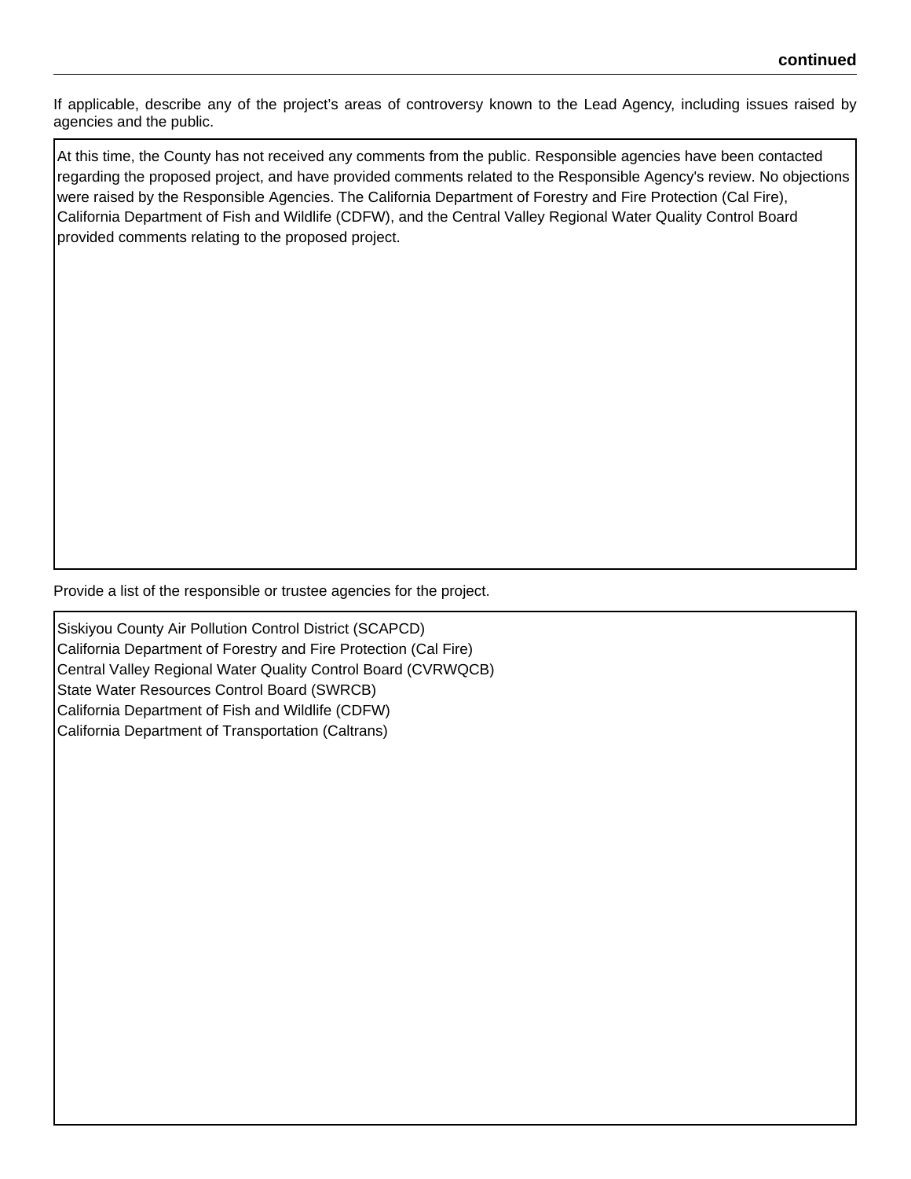If applicable, describe any of the project's areas of controversy known to the Lead Agency, including issues raised by agencies and the public.

At this time, the County has not received any comments from the public. Responsible agencies have been contacted regarding the proposed project, and have provided comments related to the Responsible Agency's review. No objections were raised by the Responsible Agencies. The California Department of Forestry and Fire Protection (Cal Fire), California Department of Fish and Wildlife (CDFW), and the Central Valley Regional Water Quality Control Board provided comments relating to the proposed project.

Provide a list of the responsible or trustee agencies for the project.

Siskiyou County Air Pollution Control District (SCAPCD)
California Department of Forestry and Fire Protection (Cal Fire)
Central Valley Regional Water Quality Control Board (CVRWQCB)
State Water Resources Control Board (SWRCB)
California Department of Fish and Wildlife (CDFW)
California Department of Transportation (Caltrans)